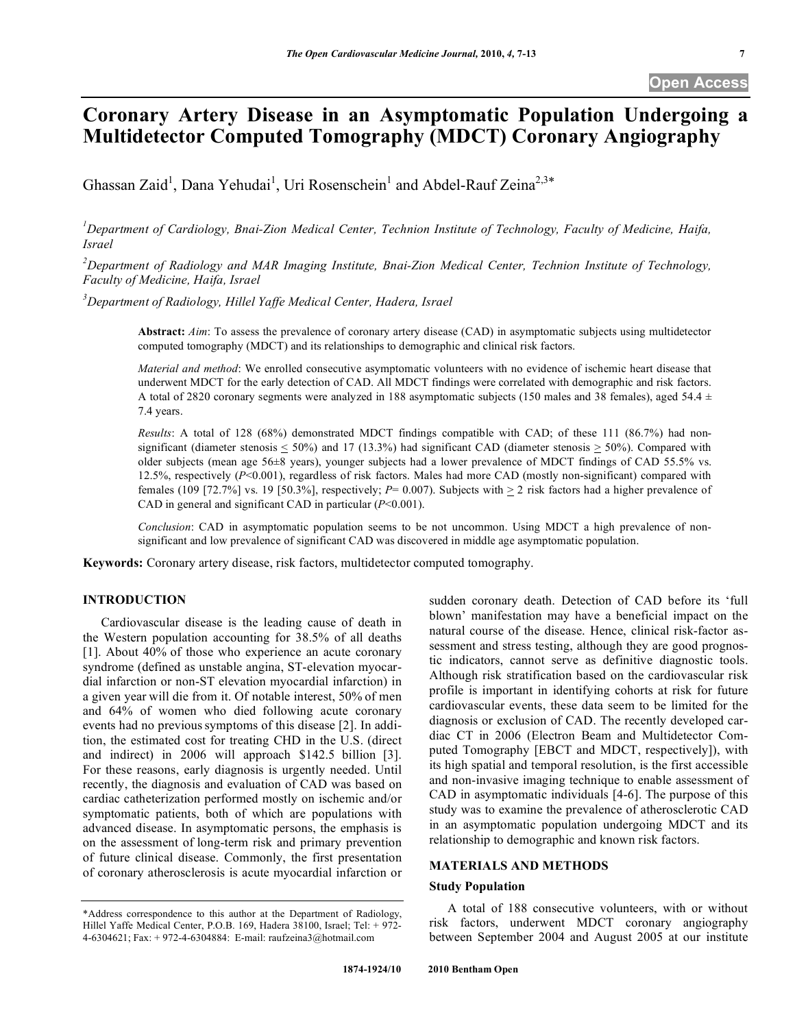Open Access

# Coronary Artery Disease in an Asymptomatic Population Undergoing a Multidetector Computed Tomography (MDCT) Coronary Angiography

Ghassan Zaid[1], Dana Yehudai[1], Uri Rosenschein[1] and Abdel-Rauf Zeina[2,3,*]

[1]Department of Cardiology, Bnai-Zion Medical Center, Technion Institute of Technology, Faculty of Medicine, Haifa, Israel

[2]Department of Radiology and MAR Imaging Institute, Bnai-Zion Medical Center, Technion Institute of Technology, Faculty of Medicine, Haifa, Israel

[3]Department of Radiology, Hillel Yaffe Medical Center, Hadera, Israel

**Abstract:** *Aim*: To assess the prevalence of coronary artery disease (CAD) in asymptomatic subjects using multidetector computed tomography (MDCT) and its relationships to demographic and clinical risk factors.

*Material and method*: We enrolled consecutive asymptomatic volunteers with no evidence of ischemic heart disease that underwent MDCT for the early detection of CAD. All MDCT findings were correlated with demographic and risk factors. A total of 2820 coronary segments were analyzed in 188 asymptomatic subjects (150 males and 38 females), aged 54.4 ± 7.4 years.

*Results*: A total of 128 (68%) demonstrated MDCT findings compatible with CAD; of these 111 (86.7%) had non-significant (diameter stenosis ≤ 50%) and 17 (13.3%) had significant CAD (diameter stenosis ≥ 50%). Compared with older subjects (mean age 56±8 years), younger subjects had a lower prevalence of MDCT findings of CAD 55.5% vs. 12.5%, respectively ($P$<0.001), regardless of risk factors. Males had more CAD (mostly non-significant) compared with females (109 [72.7%] vs. 19 [50.3%], respectively; $P$= 0.007). Subjects with ≥ 2 risk factors had a higher prevalence of CAD in general and significant CAD in particular ($P$<0.001).

*Conclusion*: CAD in asymptomatic population seems to be not uncommon. Using MDCT a high prevalence of non-significant and low prevalence of significant CAD was discovered in middle age asymptomatic population.

**Keywords:** Coronary artery disease, risk factors, multidetector computed tomography.

## INTRODUCTION

Cardiovascular disease is the leading cause of death in the Western population accounting for 38.5% of all deaths [1]. About 40% of those who experience an acute coronary syndrome (defined as unstable angina, ST-elevation myocardial infarction or non-ST elevation myocardial infarction) in a given year will die from it. Of notable interest, 50% of men and 64% of women who died following acute coronary events had no previous symptoms of this disease [2]. In addition, the estimated cost for treating CHD in the U.S. (direct and indirect) in 2006 will approach \$142.5 billion [3]. For these reasons, early diagnosis is urgently needed. Until recently, the diagnosis and evaluation of CAD was based on cardiac catheterization performed mostly on ischemic and/or symptomatic patients, both of which are populations with advanced disease. In asymptomatic persons, the emphasis is on the assessment of long-term risk and primary prevention of future clinical disease. Commonly, the first presentation of coronary atherosclerosis is acute myocardial infarction or sudden coronary death. Detection of CAD before its 'full blown' manifestation may have a beneficial impact on the natural course of the disease. Hence, clinical risk-factor assessment and stress testing, although they are good prognostic indicators, cannot serve as definitive diagnostic tools. Although risk stratification based on the cardiovascular risk profile is important in identifying cohorts at risk for future cardiovascular events, these data seem to be limited for the diagnosis or exclusion of CAD. The recently developed cardiac CT in 2006 (Electron Beam and Multidetector Computed Tomography [EBCT and MDCT, respectively]), with its high spatial and temporal resolution, is the first accessible and non-invasive imaging technique to enable assessment of CAD in asymptomatic individuals [4-6]. The purpose of this study was to examine the prevalence of atherosclerotic CAD in an asymptomatic population undergoing MDCT and its relationship to demographic and known risk factors.

## MATERIALS AND METHODS

### Study Population

A total of 188 consecutive volunteers, with or without risk factors, underwent MDCT coronary angiography between September 2004 and August 2005 at our institute

*Address correspondence to this author at the Department of Radiology, Hillel Yaffe Medical Center, P.O.B. 169, Hadera 38100, Israel; Tel: + 972-4-6304621; Fax: + 972-4-6304884: E-mail: raufzeina3@hotmail.com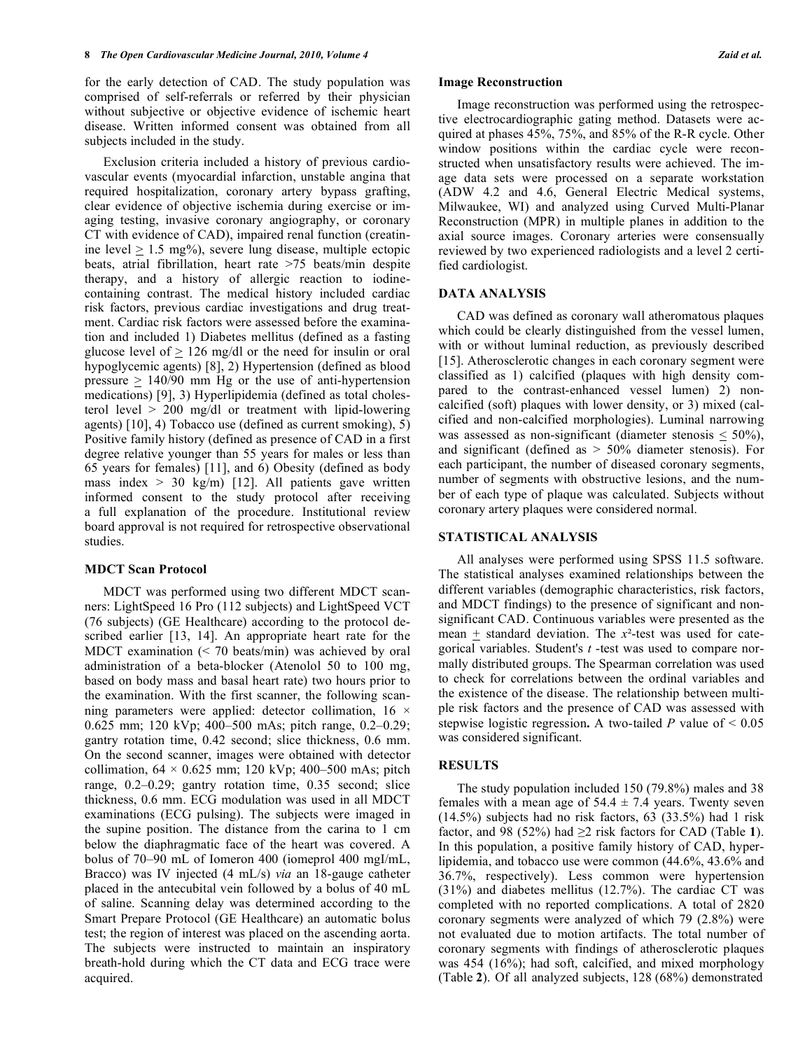for the early detection of CAD. The study population was comprised of self-referrals or referred by their physician without subjective or objective evidence of ischemic heart disease. Written informed consent was obtained from all subjects included in the study.

Exclusion criteria included a history of previous cardiovascular events (myocardial infarction, unstable angina that required hospitalization, coronary artery bypass grafting, clear evidence of objective ischemia during exercise or imaging testing, invasive coronary angiography, or coronary CT with evidence of CAD), impaired renal function (creatinine level $\geq$ 1.5 mg%), severe lung disease, multiple ectopic beats, atrial fibrillation, heart rate >75 beats/min despite therapy, and a history of allergic reaction to iodine-containing contrast. The medical history included cardiac risk factors, previous cardiac investigations and drug treatment. Cardiac risk factors were assessed before the examination and included 1) Diabetes mellitus (defined as a fasting glucose level of $\geq$ 126 mg/dl or the need for insulin or oral hypoglycemic agents) [8], 2) Hypertension (defined as blood pressure $\geq$ 140/90 mm Hg or the use of anti-hypertension medications) [9], 3) Hyperlipidemia (defined as total cholesterol level > 200 mg/dl or treatment with lipid-lowering agents) [10], 4) Tobacco use (defined as current smoking), 5) Positive family history (defined as presence of CAD in a first degree relative younger than 55 years for males or less than 65 years for females) [11], and 6) Obesity (defined as body mass index > 30 kg/m) [12]. All patients gave written informed consent to the study protocol after receiving a full explanation of the procedure. Institutional review board approval is not required for retrospective observational studies.

### MDCT Scan Protocol

MDCT was performed using two different MDCT scanners: LightSpeed 16 Pro (112 subjects) and LightSpeed VCT (76 subjects) (GE Healthcare) according to the protocol described earlier [13, 14]. An appropriate heart rate for the MDCT examination (< 70 beats/min) was achieved by oral administration of a beta-blocker (Atenolol 50 to 100 mg, based on body mass and basal heart rate) two hours prior to the examination. With the first scanner, the following scanning parameters were applied: detector collimation, 16 × 0.625 mm; 120 kVp; 400–500 mAs; pitch range, 0.2–0.29; gantry rotation time, 0.42 second; slice thickness, 0.6 mm. On the second scanner, images were obtained with detector collimation, 64 × 0.625 mm; 120 kVp; 400–500 mAs; pitch range, 0.2–0.29; gantry rotation time, 0.35 second; slice thickness, 0.6 mm. ECG modulation was used in all MDCT examinations (ECG pulsing). The subjects were imaged in the supine position. The distance from the carina to 1 cm below the diaphragmatic face of the heart was covered. A bolus of 70–90 mL of Iomeron 400 (iomeprol 400 mgI/mL, Bracco) was IV injected (4 mL/s) *via* an 18-gauge catheter placed in the antecubital vein followed by a bolus of 40 mL of saline. Scanning delay was determined according to the Smart Prepare Protocol (GE Healthcare) an automatic bolus test; the region of interest was placed on the ascending aorta. The subjects were instructed to maintain an inspiratory breath-hold during which the CT data and ECG trace were acquired.

### Image Reconstruction

Image reconstruction was performed using the retrospective electrocardiographic gating method. Datasets were acquired at phases 45%, 75%, and 85% of the R-R cycle. Other window positions within the cardiac cycle were reconstructed when unsatisfactory results were achieved. The image data sets were processed on a separate workstation (ADW 4.2 and 4.6, General Electric Medical systems, Milwaukee, WI) and analyzed using Curved Multi-Planar Reconstruction (MPR) in multiple planes in addition to the axial source images. Coronary arteries were consensually reviewed by two experienced radiologists and a level 2 certified cardiologist.

## DATA ANALYSIS

CAD was defined as coronary wall atheromatous plaques which could be clearly distinguished from the vessel lumen, with or without luminal reduction, as previously described [15]. Atherosclerotic changes in each coronary segment were classified as 1) calcified (plaques with high density compared to the contrast-enhanced vessel lumen) 2) non-calcified (soft) plaques with lower density, or 3) mixed (calcified and non-calcified morphologies). Luminal narrowing was assessed as non-significant (diameter stenosis $\leq$ 50%), and significant (defined as > 50% diameter stenosis). For each participant, the number of diseased coronary segments, number of segments with obstructive lesions, and the number of each type of plaque was calculated. Subjects without coronary artery plaques were considered normal.

## STATISTICAL ANALYSIS

All analyses were performed using SPSS 11.5 software. The statistical analyses examined relationships between the different variables (demographic characteristics, risk factors, and MDCT findings) to the presence of significant and non-significant CAD. Continuous variables were presented as the mean $\pm$ standard deviation. The $x^2$-test was used for categorical variables. Student's *t* -test was used to compare normally distributed groups. The Spearman correlation was used to check for correlations between the ordinal variables and the existence of the disease. The relationship between multiple risk factors and the presence of CAD was assessed with stepwise logistic regression**.** A two-tailed *P* value of < 0.05 was considered significant.

## RESULTS

The study population included 150 (79.8%) males and 38 females with a mean age of 54.4 ± 7.4 years. Twenty seven (14.5%) subjects had no risk factors, 63 (33.5%) had 1 risk factor, and 98 (52%) had $\geq$2 risk factors for CAD (Table **1**). In this population, a positive family history of CAD, hyperlipidemia, and tobacco use were common (44.6%, 43.6% and 36.7%, respectively). Less common were hypertension (31%) and diabetes mellitus (12.7%). The cardiac CT was completed with no reported complications. A total of 2820 coronary segments were analyzed of which 79 (2.8%) were not evaluated due to motion artifacts. The total number of coronary segments with findings of atherosclerotic plaques was 454 (16%); had soft, calcified, and mixed morphology (Table **2**). Of all analyzed subjects, 128 (68%) demonstrated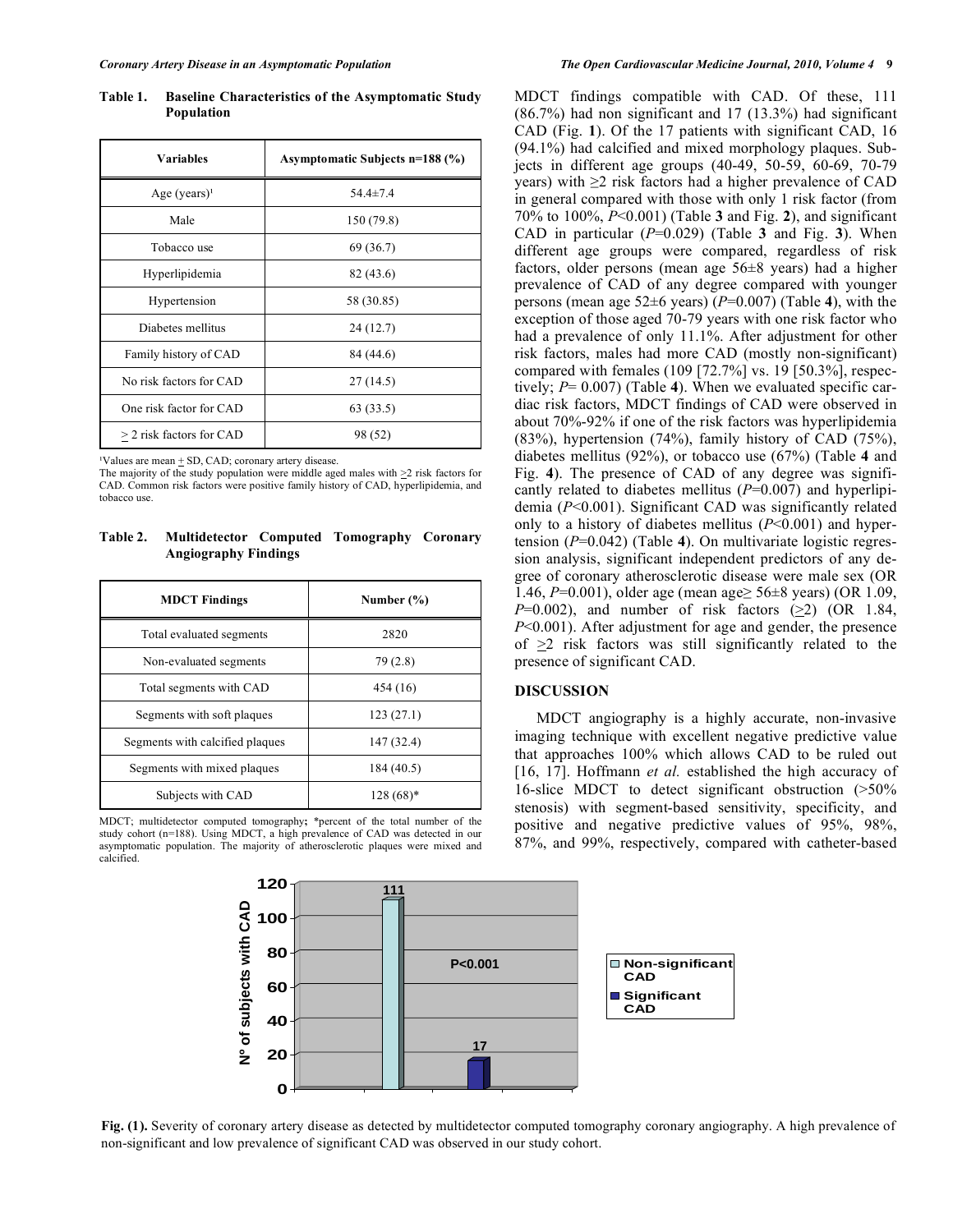**Table 1. Baseline Characteristics of the Asymptomatic Study Population**

| Variables | Asymptomatic Subjects n=188 (%) |
|---|---|
| Age (years)[1] | 54.4±7.4 |
| Male | 150 (79.8) |
| Tobacco use | 69 (36.7) |
| Hyperlipidemia | 82 (43.6) |
| Hypertension | 58 (30.85) |
| Diabetes mellitus | 24 (12.7) |
| Family history of CAD | 84 (44.6) |
| No risk factors for CAD | 27 (14.5) |
| One risk factor for CAD | 63 (33.5) |
| $\geq$ 2 risk factors for CAD | 98 (52) |

[1]Values are mean $\pm$ SD, CAD; coronary artery disease.
The majority of the study population were middle aged males with $\geq$2 risk factors for CAD. Common risk factors were positive family history of CAD, hyperlipidemia, and tobacco use.

**Table 2. Multidetector Computed Tomography Coronary Angiography Findings**

| MDCT Findings | Number (%) |
|---|---|
| Total evaluated segments | 2820 |
| Non-evaluated segments | 79 (2.8) |
| Total segments with CAD | 454 (16) |
| Segments with soft plaques | 123 (27.1) |
| Segments with calcified plaques | 147 (32.4) |
| Segments with mixed plaques | 184 (40.5) |
| Subjects with CAD | 128 (68)* |

MDCT; multidetector computed tomography; *percent of the total number of the study cohort (n=188). Using MDCT, a high prevalence of CAD was detected in our asymptomatic population. The majority of atherosclerotic plaques were mixed and calcified.

MDCT findings compatible with CAD. Of these, 111 (86.7%) had non significant and 17 (13.3%) had significant CAD (Fig. **1**). Of the 17 patients with significant CAD, 16 (94.1%) had calcified and mixed morphology plaques. Subjects in different age groups (40-49, 50-59, 60-69, 70-79 years) with ≥2 risk factors had a higher prevalence of CAD in general compared with those with only 1 risk factor (from 70% to 100%, $P<0.001$) (Table **3** and Fig. **2**), and significant CAD in particular ($P=0.029$) (Table **3** and Fig. **3**). When different age groups were compared, regardless of risk factors, older persons (mean age 56±8 years) had a higher prevalence of CAD of any degree compared with younger persons (mean age 52±6 years) ($P=0.007$) (Table **4**), with the exception of those aged 70-79 years with one risk factor who had a prevalence of only 11.1%. After adjustment for other risk factors, males had more CAD (mostly non-significant) compared with females (109 [72.7%] vs. 19 [50.3%], respectively; $P= 0.007$) (Table **4**). When we evaluated specific cardiac risk factors, MDCT findings of CAD were observed in about 70%-92% if one of the risk factors was hyperlipidemia (83%), hypertension (74%), family history of CAD (75%), diabetes mellitus (92%), or tobacco use (67%) (Table **4** and Fig. **4**). The presence of CAD of any degree was significantly related to diabetes mellitus ($P=0.007$) and hyperlipidemia ($P<0.001$). Significant CAD was significantly related only to a history of diabetes mellitus ($P<0.001$) and hypertension ($P=0.042$) (Table **4**). On multivariate logistic regression analysis, significant independent predictors of any degree of coronary atherosclerotic disease were male sex (OR 1.46, $P=0.001$), older age (mean age≥ 56±8 years) (OR 1.09, $P=0.002$), and number of risk factors ($\geq$2) (OR 1.84, $P<0.001$). After adjustment for age and gender, the presence of $\geq$2 risk factors was still significantly related to the presence of significant CAD.

## DISCUSSION

MDCT angiography is a highly accurate, non-invasive imaging technique with excellent negative predictive value that approaches 100% which allows CAD to be ruled out [16, 17]. Hoffmann *et al.* established the high accuracy of 16-slice MDCT to detect significant obstruction (>50% stenosis) with segment-based sensitivity, specificity, and positive and negative predictive values of 95%, 98%, 87%, and 99%, respectively, compared with catheter-based

**Fig. (1).** Severity of coronary artery disease as detected by multidetector computed tomography coronary angiography. A high prevalence of non-significant and low prevalence of significant CAD was observed in our study cohort.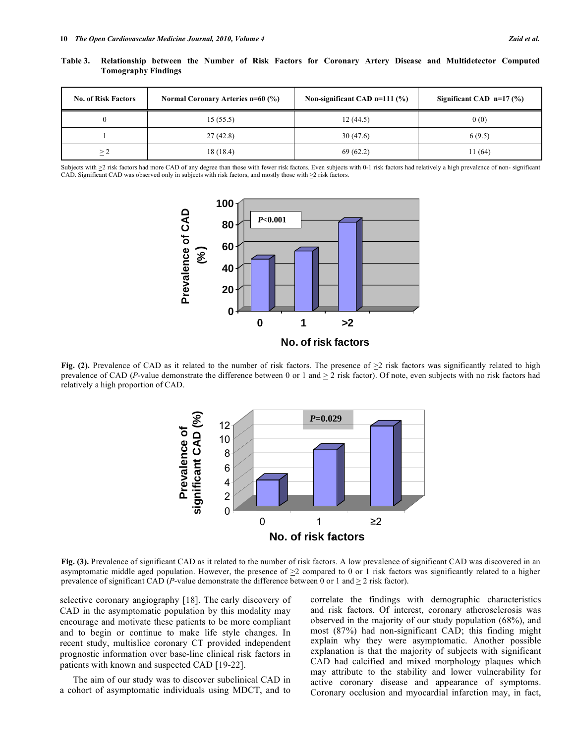**Table 3. Relationship between the Number of Risk Factors for Coronary Artery Disease and Multidetector Computed Tomography Findings**

| No. of Risk Factors | Normal Coronary Arteries n=60 (%) | Non-significant CAD n=111 (%) | Significant CAD n=17 (%) |
|---|---|---|---|
| 0 | 15 (55.5) | 12 (44.5) | 0 (0) |
| 1 | 27 (42.8) | 30 (47.6) | 6 (9.5) |
| ≥ 2 | 18 (18.4) | 69 (62.2) | 11 (64) |

Subjects with ≥2 risk factors had more CAD of any degree than those with fewer risk factors. Even subjects with 0-1 risk factors had relatively a high prevalence of non- significant CAD. Significant CAD was observed only in subjects with risk factors, and mostly those with ≥2 risk factors.

**Fig. (2).** Prevalence of CAD as it related to the number of risk factors. The presence of ≥2 risk factors was significantly related to high prevalence of CAD (*P*-value demonstrate the difference between 0 or 1 and ≥ 2 risk factor). Of note, even subjects with no risk factors had relatively a high proportion of CAD.

**Fig. (3).** Prevalence of significant CAD as it related to the number of risk factors. A low prevalence of significant CAD was discovered in an asymptomatic middle aged population. However, the presence of ≥2 compared to 0 or 1 risk factors was significantly related to a higher prevalence of significant CAD (*P*-value demonstrate the difference between 0 or 1 and ≥ 2 risk factor).

selective coronary angiography [18]. The early discovery of CAD in the asymptomatic population by this modality may encourage and motivate these patients to be more compliant and to begin or continue to make life style changes. In recent study, multislice coronary CT provided independent prognostic information over base-line clinical risk factors in patients with known and suspected CAD [19-22].

The aim of our study was to discover subclinical CAD in a cohort of asymptomatic individuals using MDCT, and to correlate the findings with demographic characteristics and risk factors. Of interest, coronary atherosclerosis was observed in the majority of our study population (68%), and most (87%) had non-significant CAD; this finding might explain why they were asymptomatic. Another possible explanation is that the majority of subjects with significant CAD had calcified and mixed morphology plaques which may attribute to the stability and lower vulnerability for active coronary disease and appearance of symptoms. Coronary occlusion and myocardial infarction may, in fact,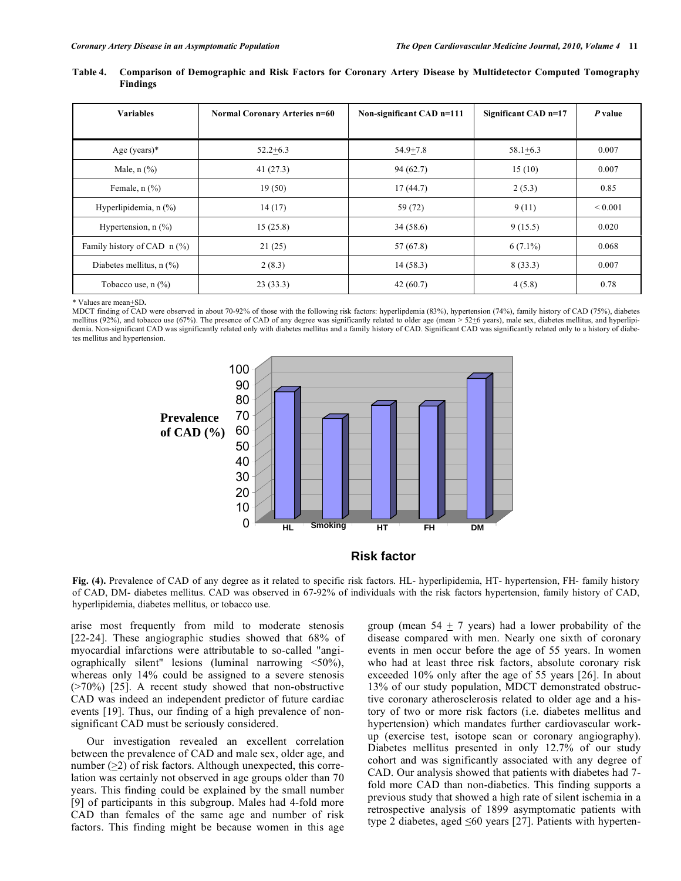**Table 4. Comparison of Demographic and Risk Factors for Coronary Artery Disease by Multidetector Computed Tomography Findings**

| Variables | Normal Coronary Arteries n=60 | Non-significant CAD n=111 | Significant CAD n=17 | *P* value |
|---|---|---|---|---|
| Age (years)* | 52.2±6.3 | 54.9±7.8 | 58.1±6.3 | 0.007 |
| Male, n (%) | 41 (27.3) | 94 (62.7) | 15 (10) | 0.007 |
| Female, n (%) | 19 (50) | 17 (44.7) | 2 (5.3) | 0.85 |
| Hyperlipidemia, n (%) | 14 (17) | 59 (72) | 9 (11) | < 0.001 |
| Hypertension, n (%) | 15 (25.8) | 34 (58.6) | 9 (15.5) | 0.020 |
| Family history of CAD n (%) | 21 (25) | 57 (67.8) | 6 (7.1%) | 0.068 |
| Diabetes mellitus, n (%) | 2 (8.3) | 14 (58.3) | 8 (33.3) | 0.007 |
| Tobacco use, n (%) | 23 (33.3) | 42 (60.7) | 4 (5.8) | 0.78 |

\* Values are mean±SD.

MDCT finding of CAD were observed in about 70-92% of those with the following risk factors: hyperlipdemia (83%), hypertension (74%), family history of CAD (75%), diabetes mellitus (92%), and tobacco use (67%). The presence of CAD of any degree was significantly related to older age (mean > 52±6 years), male sex, diabetes mellitus, and hyperlipidemia. Non-significant CAD was significantly related only with diabetes mellitus and a family history of CAD. Significant CAD was significantly related only to a history of diabetes mellitus and hypertension.

**Fig. (4).** Prevalence of CAD of any degree as it related to specific risk factors. HL- hyperlipidemia, HT- hypertension, FH- family history of CAD, DM- diabetes mellitus. CAD was observed in 67-92% of individuals with the risk factors hypertension, family history of CAD, hyperlipidemia, diabetes mellitus, or tobacco use.

arise most frequently from mild to moderate stenosis [22-24]. These angiographic studies showed that 68% of myocardial infarctions were attributable to so-called "angiographically silent" lesions (luminal narrowing <50%), whereas only 14% could be assigned to a severe stenosis (>70%) [25]. A recent study showed that non-obstructive CAD was indeed an independent predictor of future cardiac events [19]. Thus, our finding of a high prevalence of non-significant CAD must be seriously considered.

Our investigation revealed an excellent correlation between the prevalence of CAD and male sex, older age, and number (≥2) of risk factors. Although unexpected, this correlation was certainly not observed in age groups older than 70 years. This finding could be explained by the small number [9] of participants in this subgroup. Males had 4-fold more CAD than females of the same age and number of risk factors. This finding might be because women in this age group (mean 54 ± 7 years) had a lower probability of the disease compared with men. Nearly one sixth of coronary events in men occur before the age of 55 years. In women who had at least three risk factors, absolute coronary risk exceeded 10% only after the age of 55 years [26]. In about 13% of our study population, MDCT demonstrated obstructive coronary atherosclerosis related to older age and a history of two or more risk factors (i.e. diabetes mellitus and hypertension) which mandates further cardiovascular workup (exercise test, isotope scan or coronary angiography). Diabetes mellitus presented in only 12.7% of our study cohort and was significantly associated with any degree of CAD. Our analysis showed that patients with diabetes had 7-fold more CAD than non-diabetics. This finding supports a previous study that showed a high rate of silent ischemia in a retrospective analysis of 1899 asymptomatic patients with type 2 diabetes, aged ≤60 years [27]. Patients with hyperten-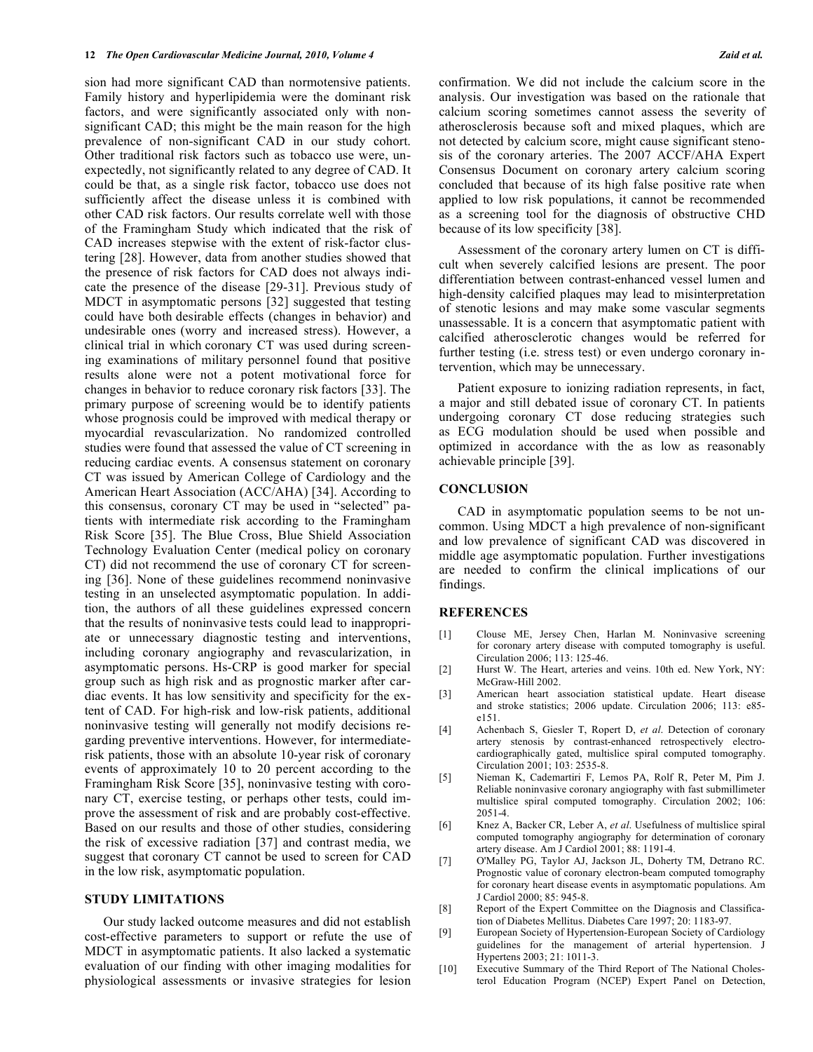sion had more significant CAD than normotensive patients. Family history and hyperlipidemia were the dominant risk factors, and were significantly associated only with non-significant CAD; this might be the main reason for the high prevalence of non-significant CAD in our study cohort. Other traditional risk factors such as tobacco use were, unexpectedly, not significantly related to any degree of CAD. It could be that, as a single risk factor, tobacco use does not sufficiently affect the disease unless it is combined with other CAD risk factors. Our results correlate well with those of the Framingham Study which indicated that the risk of CAD increases stepwise with the extent of risk-factor clustering [28]. However, data from another studies showed that the presence of risk factors for CAD does not always indicate the presence of the disease [29-31]. Previous study of MDCT in asymptomatic persons [32] suggested that testing could have both desirable effects (changes in behavior) and undesirable ones (worry and increased stress). However, a clinical trial in which coronary CT was used during screening examinations of military personnel found that positive results alone were not a potent motivational force for changes in behavior to reduce coronary risk factors [33]. The primary purpose of screening would be to identify patients whose prognosis could be improved with medical therapy or myocardial revascularization. No randomized controlled studies were found that assessed the value of CT screening in reducing cardiac events. A consensus statement on coronary CT was issued by American College of Cardiology and the American Heart Association (ACC/AHA) [34]. According to this consensus, coronary CT may be used in "selected" patients with intermediate risk according to the Framingham Risk Score [35]. The Blue Cross, Blue Shield Association Technology Evaluation Center (medical policy on coronary CT) did not recommend the use of coronary CT for screening [36]. None of these guidelines recommend noninvasive testing in an unselected asymptomatic population. In addition, the authors of all these guidelines expressed concern that the results of noninvasive tests could lead to inappropriate or unnecessary diagnostic testing and interventions, including coronary angiography and revascularization, in asymptomatic persons. Hs-CRP is good marker for special group such as high risk and as prognostic marker after cardiac events. It has low sensitivity and specificity for the extent of CAD. For high-risk and low-risk patients, additional noninvasive testing will generally not modify decisions regarding preventive interventions. However, for intermediate-risk patients, those with an absolute 10-year risk of coronary events of approximately 10 to 20 percent according to the Framingham Risk Score [35], noninvasive testing with coronary CT, exercise testing, or perhaps other tests, could improve the assessment of risk and are probably cost-effective. Based on our results and those of other studies, considering the risk of excessive radiation [37] and contrast media, we suggest that coronary CT cannot be used to screen for CAD in the low risk, asymptomatic population.

## STUDY LIMITATIONS

Our study lacked outcome measures and did not establish cost-effective parameters to support or refute the use of MDCT in asymptomatic patients. It also lacked a systematic evaluation of our finding with other imaging modalities for physiological assessments or invasive strategies for lesion confirmation. We did not include the calcium score in the analysis. Our investigation was based on the rationale that calcium scoring sometimes cannot assess the severity of atherosclerosis because soft and mixed plaques, which are not detected by calcium score, might cause significant stenosis of the coronary arteries. The 2007 ACCF/AHA Expert Consensus Document on coronary artery calcium scoring concluded that because of its high false positive rate when applied to low risk populations, it cannot be recommended as a screening tool for the diagnosis of obstructive CHD because of its low specificity [38].

Assessment of the coronary artery lumen on CT is difficult when severely calcified lesions are present. The poor differentiation between contrast-enhanced vessel lumen and high-density calcified plaques may lead to misinterpretation of stenotic lesions and may make some vascular segments unassessable. It is a concern that asymptomatic patient with calcified atherosclerotic changes would be referred for further testing (i.e. stress test) or even undergo coronary intervention, which may be unnecessary.

Patient exposure to ionizing radiation represents, in fact, a major and still debated issue of coronary CT. In patients undergoing coronary CT dose reducing strategies such as ECG modulation should be used when possible and optimized in accordance with the as low as reasonably achievable principle [39].

## CONCLUSION

CAD in asymptomatic population seems to be not uncommon. Using MDCT a high prevalence of non-significant and low prevalence of significant CAD was discovered in middle age asymptomatic population. Further investigations are needed to confirm the clinical implications of our findings.

## REFERENCES

[1] Clouse ME, Jersey Chen, Harlan M. Noninvasive screening for coronary artery disease with computed tomography is useful. Circulation 2006; 113: 125-46.

[2] Hurst W. The Heart, arteries and veins. 10th ed. New York, NY: McGraw-Hill 2002.

[3] American heart association statistical update. Heart disease and stroke statistics; 2006 update. Circulation 2006; 113: e85-e151.

[4] Achenbach S, Giesler T, Ropert D, *et al*. Detection of coronary artery stenosis by contrast-enhanced retrospectively electrocardiographically gated, multislice spiral computed tomography. Circulation 2001; 103: 2535-8.

[5] Nieman K, Cademartiri F, Lemos PA, Rolf R, Peter M, Pim J. Reliable noninvasive coronary angiography with fast submillimeter multislice spiral computed tomography. Circulation 2002; 106: 2051-4.

[6] Knez A, Backer CR, Leber A, *et al*. Usefulness of multislice spiral computed tomography angiography for determination of coronary artery disease. Am J Cardiol 2001; 88: 1191-4.

[7] O'Malley PG, Taylor AJ, Jackson JL, Doherty TM, Detrano RC. Prognostic value of coronary electron-beam computed tomography for coronary heart disease events in asymptomatic populations. Am J Cardiol 2000; 85: 945-8.

[8] Report of the Expert Committee on the Diagnosis and Classification of Diabetes Mellitus. Diabetes Care 1997; 20: 1183-97.

[9] European Society of Hypertension-European Society of Cardiology guidelines for the management of arterial hypertension. J Hypertens 2003; 21: 1011-3.

[10] Executive Summary of the Third Report of The National Cholesterol Education Program (NCEP) Expert Panel on Detection,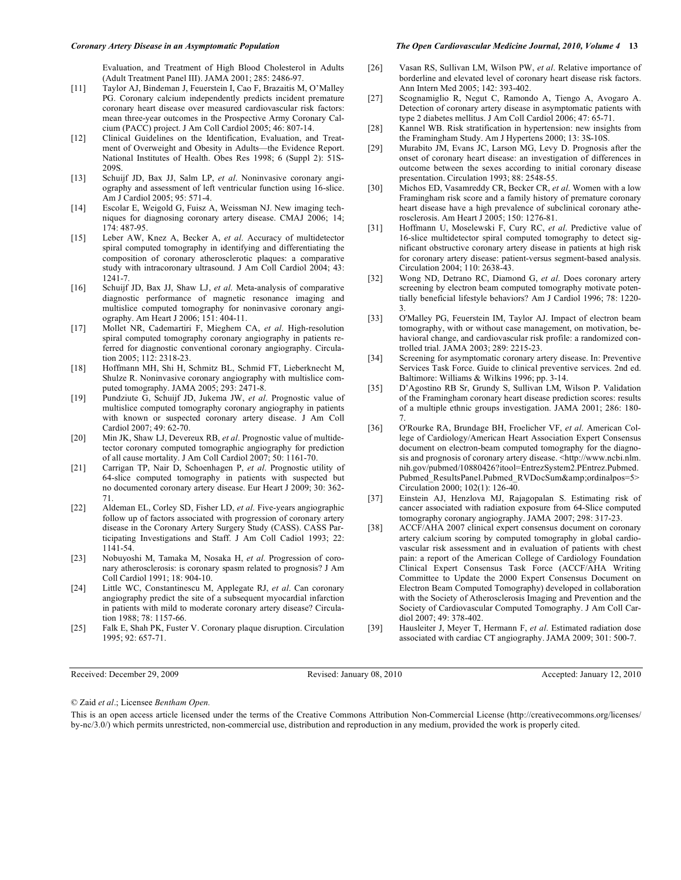Evaluation, and Treatment of High Blood Cholesterol in Adults (Adult Treatment Panel III). JAMA 2001; 285: 2486-97.

[11] Taylor AJ, Bindeman J, Feuerstein I, Cao F, Brazaitis M, O'Malley PG. Coronary calcium independently predicts incident premature coronary heart disease over measured cardiovascular risk factors: mean three-year outcomes in the Prospective Army Coronary Calcium (PACC) project. J Am Coll Cardiol 2005; 46: 807-14.

[12] Clinical Guidelines on the Identification, Evaluation, and Treatment of Overweight and Obesity in Adults—the Evidence Report. National Institutes of Health. Obes Res 1998; 6 (Suppl 2): 51S-209S.

[13] Schuijf JD, Bax JJ, Salm LP, *et al*. Noninvasive coronary angiography and assessment of left ventricular function using 16-slice. Am J Cardiol 2005; 95: 571-4.

[14] Escolar E, Weigold G, Fuisz A, Weissman NJ. New imaging techniques for diagnosing coronary artery disease. CMAJ 2006; 14; 174: 487-95.

[15] Leber AW, Knez A, Becker A, *et al*. Accuracy of multidetector spiral computed tomography in identifying and differentiating the composition of coronary atherosclerotic plaques: a comparative study with intracoronary ultrasound. J Am Coll Cardiol 2004; 43: 1241-7.

[16] Schuijf JD, Bax JJ, Shaw LJ, *et al*. Meta-analysis of comparative diagnostic performance of magnetic resonance imaging and multislice computed tomography for noninvasive coronary angiography. Am Heart J 2006; 151: 404-11.

[17] Mollet NR, Cademartiri F, Mieghem CA, *et al*. High-resolution spiral computed tomography coronary angiography in patients referred for diagnostic conventional coronary angiography. Circulation 2005; 112: 2318-23.

[18] Hoffmann MH, Shi H, Schmitz BL, Schmid FT, Lieberknecht M, Shulze R. Noninvasive coronary angiography with multislice computed tomography. JAMA 2005; 293: 2471-8.

[19] Pundziute G, Schuijf JD, Jukema JW, *et al*. Prognostic value of multislice computed tomography coronary angiography in patients with known or suspected coronary artery disease. J Am Coll Cardiol 2007; 49: 62-70.

[20] Min JK, Shaw LJ, Devereux RB, *et al*. Prognostic value of multidetector coronary computed tomographic angiography for prediction of all cause mortality. J Am Coll Cardiol 2007; 50: 1161-70.

[21] Carrigan TP, Nair D, Schoenhagen P, *et al*. Prognostic utility of 64-slice computed tomography in patients with suspected but no documented coronary artery disease. Eur Heart J 2009; 30: 362-71.

[22] Aldeman EL, Corley SD, Fisher LD, *et al*. Five-years angiographic follow up of factors associated with progression of coronary artery disease in the Coronary Artery Surgery Study (CASS). CASS Participating Investigations and Staff. J Am Coll Cardiol 1993; 22: 1141-54.

[23] Nobuyoshi M, Tamaka M, Nosaka H, *et al*. Progression of coronary atherosclerosis: is coronary spasm related to prognosis? J Am Coll Cardiol 1991; 18: 904-10.

[24] Little WC, Constantinescu M, Applegate RJ, *et al*. Can coronary angiography predict the site of a subsequent myocardial infarction in patients with mild to moderate coronary artery disease? Circulation 1988; 78: 1157-66.

[25] Falk E, Shah PK, Fuster V. Coronary plaque disruption. Circulation 1995; 92: 657-71.

[26] Vasan RS, Sullivan LM, Wilson PW, *et al*. Relative importance of borderline and elevated level of coronary heart disease risk factors. Ann Intern Med 2005; 142: 393-402.

[27] Scognamiglio R, Negut C, Ramondo A, Tiengo A, Avogaro A. Detection of coronary artery disease in asymptomatic patients with type 2 diabetes mellitus. J Am Coll Cardiol 2006; 47: 65-71.

[28] Kannel WB. Risk stratification in hypertension: new insights from the Framingham Study. Am J Hypertens 2000; 13: 3S-10S.

[29] Murabito JM, Evans JC, Larson MG, Levy D. Prognosis after the onset of coronary heart disease: an investigation of differences in outcome between the sexes according to initial coronary disease presentation. Circulation 1993; 88: 2548-55.

[30] Michos ED, Vasamreddy CR, Becker CR, *et al*. Women with a low Framingham risk score and a family history of premature coronary heart disease have a high prevalence of subclinical coronary atherosclerosis. Am Heart J 2005; 150: 1276-81.

[31] Hoffmann U, Moselewski F, Cury RC, *et al*. Predictive value of 16-slice multidetector spiral computed tomography to detect significant obstructive coronary artery disease in patients at high risk for coronary artery disease: patient-versus segment-based analysis. Circulation 2004; 110: 2638-43.

[32] Wong ND, Detrano RC, Diamond G, *et al*. Does coronary artery screening by electron beam computed tomography motivate potentially beneficial lifestyle behaviors? Am J Cardiol 1996; 78: 1220-3.

[33] O'Malley PG, Feuerstein IM, Taylor AJ. Impact of electron beam tomography, with or without case management, on motivation, behavioral change, and cardiovascular risk profile: a randomized controlled trial. JAMA 2003; 289: 2215-23.

[34] Screening for asymptomatic coronary artery disease. In: Preventive Services Task Force. Guide to clinical preventive services. 2nd ed. Baltimore: Williams & Wilkins 1996; pp. 3-14.

[35] D'Agostino RB Sr, Grundy S, Sullivan LM, Wilson P. Validation of the Framingham coronary heart disease prediction scores: results of a multiple ethnic groups investigation. JAMA 2001; 286: 180-7.

[36] O'Rourke RA, Brundage BH, Froelicher VF, *et al*. American College of Cardiology/American Heart Association Expert Consensus document on electron-beam computed tomography for the diagnosis and prognosis of coronary artery disease. <http://www.ncbi.nlm.nih.gov/pubmed/10880426?itool=EntrezSystem2.PEntrez.Pubmed.Pubmed_ResultsPanel.Pubmed_RVDocSum&amp;ordinalpos=5> Circulation 2000; 102(1): 126-40.

[37] Einstein AJ, Henzlova MJ, Rajagopalan S. Estimating risk of cancer associated with radiation exposure from 64-Slice computed tomography coronary angiography. JAMA 2007; 298: 317-23.

[38] ACCF/AHA 2007 clinical expert consensus document on coronary artery calcium scoring by computed tomography in global cardiovascular risk assessment and in evaluation of patients with chest pain: a report of the American College of Cardiology Foundation Clinical Expert Consensus Task Force (ACCF/AHA Writing Committee to Update the 2000 Expert Consensus Document on Electron Beam Computed Tomography) developed in collaboration with the Society of Atherosclerosis Imaging and Prevention and the Society of Cardiovascular Computed Tomography. J Am Coll Cardiol 2007; 49: 378-402.

[39] Hausleiter J, Meyer T, Hermann F, *et al*. Estimated radiation dose associated with cardiac CT angiography. JAMA 2009; 301: 500-7.

Received: December 29, 2009 Revised: January 08, 2010 Accepted: January 12, 2010

© Zaid *et al*.; Licensee *Bentham Open.*

This is an open access article licensed under the terms of the Creative Commons Attribution Non-Commercial License (http://creativecommons.org/licenses/by-nc/3.0/) which permits unrestricted, non-commercial use, distribution and reproduction in any medium, provided the work is properly cited.